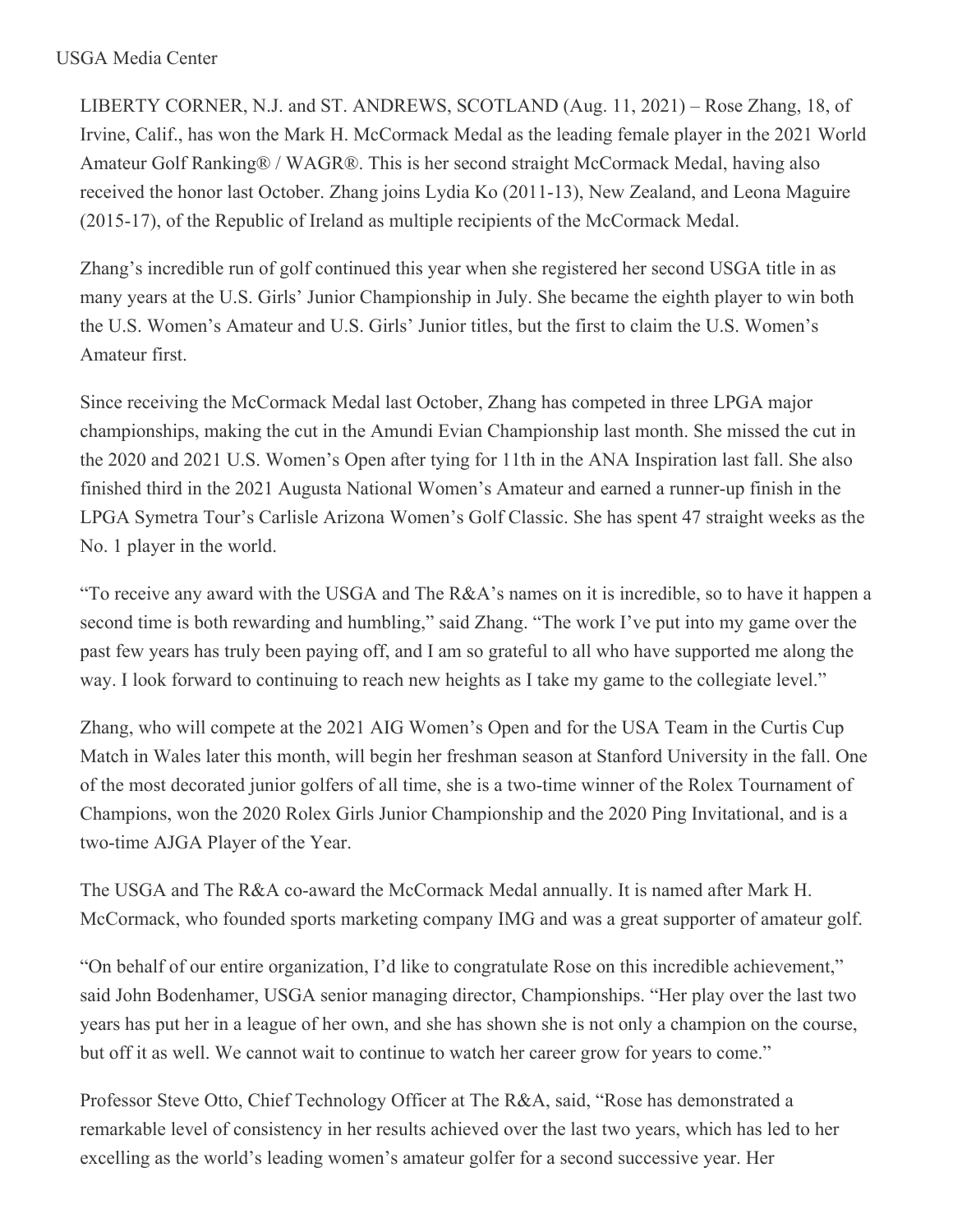USGA Media Center

LIBERTY CORNER, N.J. and ST. ANDREWS, SCOTLAND (Aug. 11, 2021) – Rose Zhang, 18, of Irvine, Calif., has won the Mark H. McCormack Medal as the leading female player in the 2021 World Amateur Golf Ranking® / WAGR®. This is her second straight McCormack Medal, having also received the honor last October. Zhang joins Lydia Ko (2011-13), New Zealand, and Leona Maguire (2015-17), of the Republic of Ireland as multiple recipients of the McCormack Medal.

Zhang's incredible run of golf continued this year when she registered her second USGA title in as many years at the U.S. Girls' Junior Championship in July. She became the eighth player to win both the U.S. Women's Amateur and U.S. Girls' Junior titles, but the first to claim the U.S. Women's Amateur first.

Since receiving the McCormack Medal last October, Zhang has competed in three LPGA major championships, making the cut in the Amundi Evian Championship last month. She missed the cut in the 2020 and 2021 U.S. Women's Open after tying for 11th in the ANA Inspiration last fall. She also finished third in the 2021 Augusta National Women's Amateur and earned a runner-up finish in the LPGA Symetra Tour's Carlisle Arizona Women's Golf Classic. She has spent 47 straight weeks as the No. 1 player in the world.

"To receive any award with the USGA and The R&A's names on it is incredible, so to have it happen a second time is both rewarding and humbling," said Zhang. "The work I've put into my game over the past few years has truly been paying off, and I am so grateful to all who have supported me along the way. I look forward to continuing to reach new heights as I take my game to the collegiate level."

Zhang, who will compete at the 2021 AIG Women's Open and for the USA Team in the Curtis Cup Match in Wales later this month, will begin her freshman season at Stanford University in the fall. One of the most decorated junior golfers of all time, she is a two-time winner of the Rolex Tournament of Champions, won the 2020 Rolex Girls Junior Championship and the 2020 Ping Invitational, and is a two-time AJGA Player of the Year.

The USGA and The R&A co-award the McCormack Medal annually. It is named after Mark H. McCormack, who founded sports marketing company IMG and was a great supporter of amateur golf.

"On behalf of our entire organization, I'd like to congratulate Rose on this incredible achievement," said John Bodenhamer, USGA senior managing director, Championships. "Her play over the last two years has put her in a league of her own, and she has shown she is not only a champion on the course, but off it as well. We cannot wait to continue to watch her career grow for years to come."

Professor Steve Otto, Chief Technology Officer at The R&A, said, "Rose has demonstrated a remarkable level of consistency in her results achieved over the last two years, which has led to her excelling as the world's leading women's amateur golfer for a second successive year. Her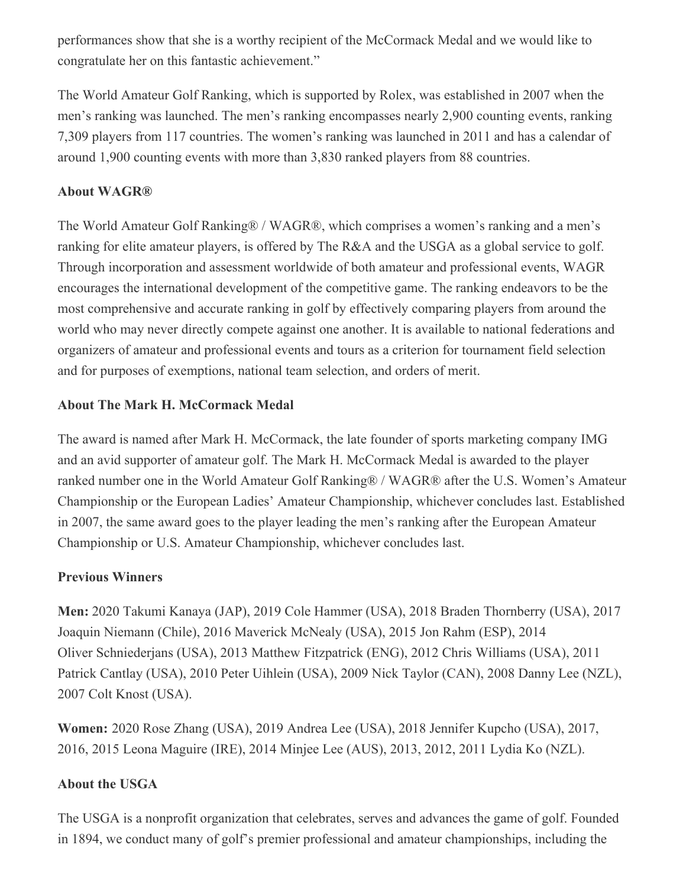performances show that she is a worthy recipient of the McCormack Medal and we would like to congratulate her on this fantastic achievement."

The World Amateur Golf Ranking, which is supported by Rolex, was established in 2007 when the men's ranking was launched. The men's ranking encompasses nearly 2,900 counting events, ranking 7,309 players from 117 countries. The women's ranking was launched in 2011 and has a calendar of around 1,900 counting events with more than 3,830 ranked players from 88 countries.

**About WAGR®**

The World Amateur Golf Ranking® / WAGR®, which comprises a women's ranking and a men's ranking for elite amateur players, is offered by The R&A and the USGA as a global service to golf. Through incorporation and assessment worldwide of both amateur and professional events, WAGR encourages the international development of the competitive game. The ranking endeavors to be the most comprehensive and accurate ranking in golf by effectively comparing players from around the world who may never directly compete against one another. It is available to national federations and organizers of amateur and professional events and tours as a criterion for tournament field selection and for purposes of exemptions, national team selection, and orders of merit.

**About The Mark H. McCormack Medal**

The award is named after Mark H. McCormack, the late founder of sports marketing company IMG and an avid supporter of amateur golf. The Mark H. McCormack Medal is awarded to the player ranked number one in the World Amateur Golf Ranking® / WAGR® after the U.S. Women's Amateur Championship or the European Ladies' Amateur Championship, whichever concludes last. Established in 2007, the same award goes to the player leading the men's ranking after the European Amateur Championship or U.S. Amateur Championship, whichever concludes last.

**Previous Winners**

**Men:** 2020 Takumi Kanaya (JAP), 2019 Cole Hammer (USA), 2018 Braden Thornberry (USA), 2017 Joaquin Niemann (Chile), 2016 Maverick McNealy (USA), 2015 Jon Rahm (ESP), 2014 Oliver Schniederjans (USA), 2013 Matthew Fitzpatrick (ENG), 2012 Chris Williams (USA), 2011 Patrick Cantlay (USA), 2010 Peter Uihlein (USA), 2009 Nick Taylor (CAN), 2008 Danny Lee (NZL), 2007 Colt Knost (USA).

**Women:** 2020 Rose Zhang (USA), 2019 Andrea Lee (USA), 2018 Jennifer Kupcho (USA), 2017, 2016, 2015 Leona Maguire (IRE), 2014 Minjee Lee (AUS), 2013, 2012, 2011 Lydia Ko (NZL).

**About the USGA**

The USGA is a nonprofit organization that celebrates, serves and advances the game of golf. Founded in 1894, we conduct many of golf's premier professional and amateur championships, including the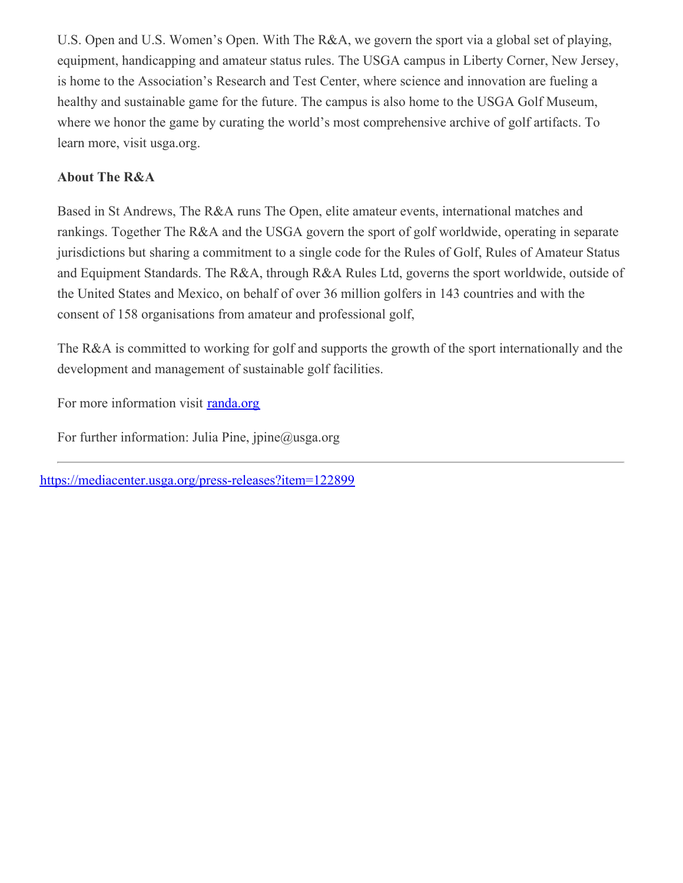U.S. Open and U.S. Women's Open. With The R&A, we govern the sport via a global set of playing, equipment, handicapping and amateur status rules. The USGA campus in Liberty Corner, New Jersey, is home to the Association's Research and Test Center, where science and innovation are fueling a healthy and sustainable game for the future. The campus is also home to the USGA Golf Museum, where we honor the game by curating the world's most comprehensive archive of golf artifacts. To learn more, visit usga.org.

**About The R&A**

Based in St Andrews, The R&A runs The Open, elite amateur events, international matches and rankings. Together The R&A and the USGA govern the sport of golf worldwide, operating in separate jurisdictions but sharing a commitment to a single code for the Rules of Golf, Rules of Amateur Status and Equipment Standards. The R&A, through R&A Rules Ltd, governs the sport worldwide, outside of the United States and Mexico, on behalf of over 36 million golfers in 143 countries and with the consent of 158 organisations from amateur and professional golf,

The R&A is committed to working for golf and supports the growth of the sport internationally and the development and management of sustainable golf facilities.

For more information visit [randa.org](randa.org)

For further information: Julia Pine, jpine@usga.org

---

https://mediacenter.usga.org/press-releases?item=122899